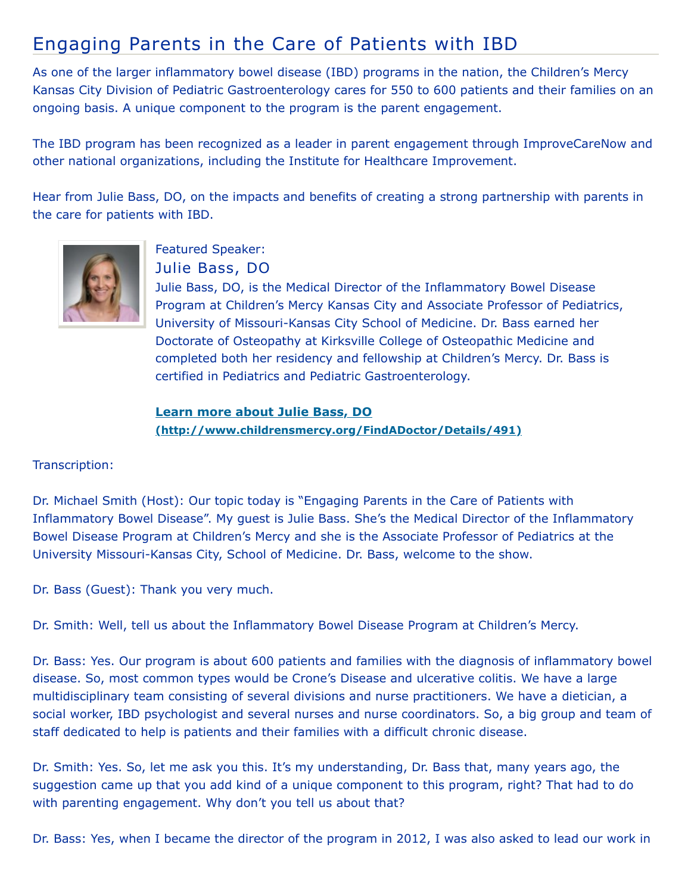# Engaging Parents in the Care of Patients with IBD

As one of the larger inflammatory bowel disease (IBD) programs in the nation, the Children's Mercy Kansas City Division of Pediatric Gastroenterology cares for 550 to 600 patients and their families on an ongoing basis. A unique component to the program is the parent engagement.

The IBD program has been recognized as a leader in parent engagement through ImproveCareNow and other national organizations, including the Institute for Healthcare Improvement.

Hear from Julie Bass, DO, on the impacts and benefits of creating a strong partnership with parents in the care for patients with IBD.

Featured Speaker:

## Julie Bass, DO

Julie Bass, DO, is the Medical Director of the Inflammatory Bowel Disease Program at Children's Mercy Kansas City and Associate Professor of Pediatrics, University of Missouri-Kansas City School of Medicine. Dr. Bass earned her Doctorate of Osteopathy at Kirksville College of Osteopathic Medicine and completed both her residency and fellowship at Children's Mercy. Dr. Bass is certified in Pediatrics and Pediatric Gastroenterology.

**Learn more about Julie Bass, DO (http://www.childrensmercy.org/FindADoctor/Details/491)**

Transcription:

Dr. Michael Smith (Host): Our topic today is "Engaging Parents in the Care of Patients with Inflammatory Bowel Disease". My guest is Julie Bass. She's the Medical Director of the Inflammatory Bowel Disease Program at Children's Mercy and she is the Associate Professor of Pediatrics at the University Missouri-Kansas City, School of Medicine. Dr. Bass, welcome to the show.

Dr. Bass (Guest): Thank you very much.

Dr. Smith: Well, tell us about the Inflammatory Bowel Disease Program at Children's Mercy.

Dr. Bass: Yes. Our program is about 600 patients and families with the diagnosis of inflammatory bowel disease. So, most common types would be Crone's Disease and ulcerative colitis. We have a large multidisciplinary team consisting of several divisions and nurse practitioners. We have a dietician, a social worker, IBD psychologist and several nurses and nurse coordinators. So, a big group and team of staff dedicated to help is patients and their families with a difficult chronic disease.

Dr. Smith: Yes. So, let me ask you this. It's my understanding, Dr. Bass that, many years ago, the suggestion came up that you add kind of a unique component to this program, right? That had to do with parenting engagement. Why don't you tell us about that?

Dr. Bass: Yes, when I became the director of the program in 2012, I was also asked to lead our work in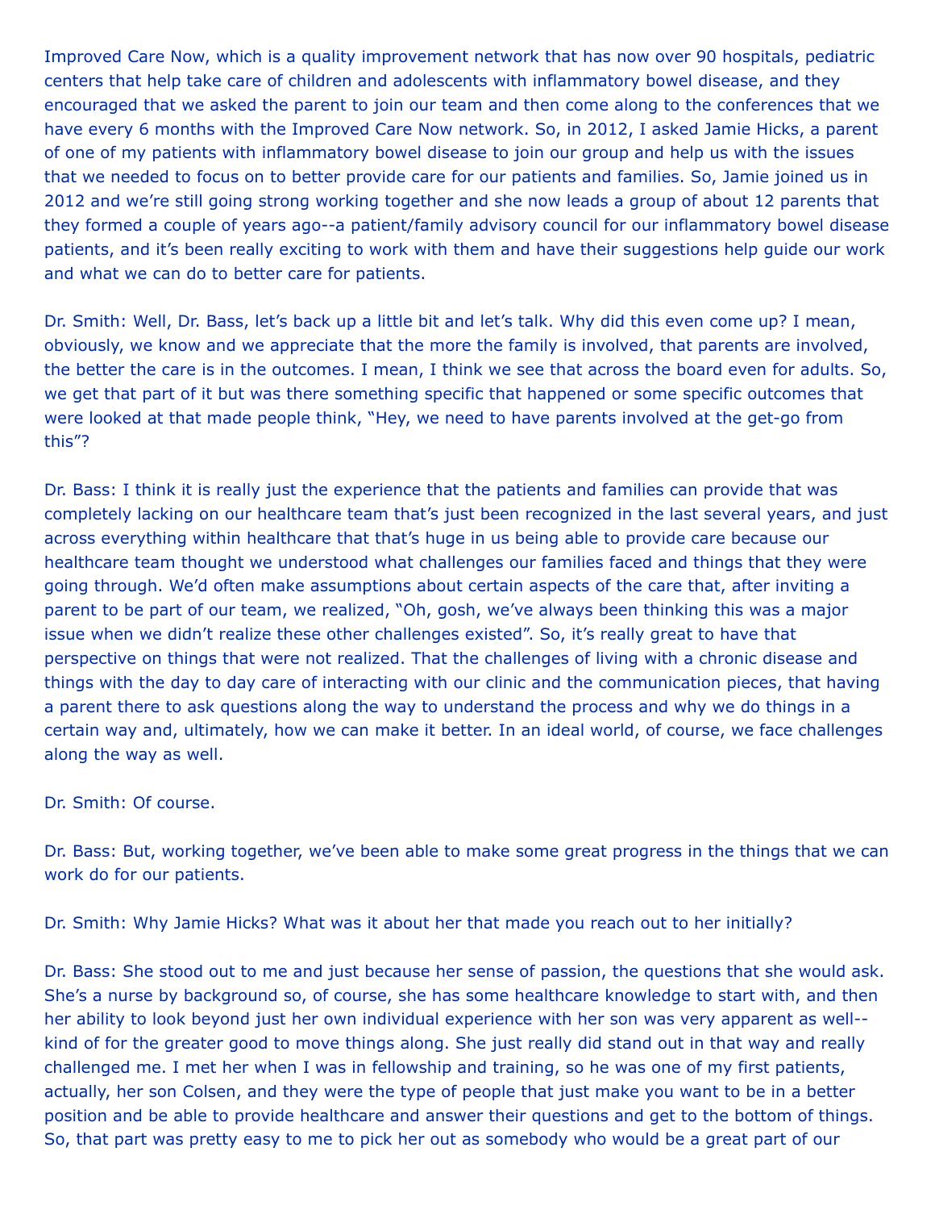Improved Care Now, which is a quality improvement network that has now over 90 hospitals, pediatric centers that help take care of children and adolescents with inflammatory bowel disease, and they encouraged that we asked the parent to join our team and then come along to the conferences that we have every 6 months with the Improved Care Now network. So, in 2012, I asked Jamie Hicks, a parent of one of my patients with inflammatory bowel disease to join our group and help us with the issues that we needed to focus on to better provide care for our patients and families. So, Jamie joined us in 2012 and we're still going strong working together and she now leads a group of about 12 parents that they formed a couple of years ago--a patient/family advisory council for our inflammatory bowel disease patients, and it's been really exciting to work with them and have their suggestions help guide our work and what we can do to better care for patients.

Dr. Smith: Well, Dr. Bass, let's back up a little bit and let's talk. Why did this even come up? I mean, obviously, we know and we appreciate that the more the family is involved, that parents are involved, the better the care is in the outcomes. I mean, I think we see that across the board even for adults. So, we get that part of it but was there something specific that happened or some specific outcomes that were looked at that made people think, "Hey, we need to have parents involved at the get-go from this"?

Dr. Bass: I think it is really just the experience that the patients and families can provide that was completely lacking on our healthcare team that's just been recognized in the last several years, and just across everything within healthcare that that's huge in us being able to provide care because our healthcare team thought we understood what challenges our families faced and things that they were going through. We'd often make assumptions about certain aspects of the care that, after inviting a parent to be part of our team, we realized, "Oh, gosh, we've always been thinking this was a major issue when we didn't realize these other challenges existed". So, it's really great to have that perspective on things that were not realized. That the challenges of living with a chronic disease and things with the day to day care of interacting with our clinic and the communication pieces, that having a parent there to ask questions along the way to understand the process and why we do things in a certain way and, ultimately, how we can make it better. In an ideal world, of course, we face challenges along the way as well.

Dr. Smith: Of course.

Dr. Bass: But, working together, we've been able to make some great progress in the things that we can work do for our patients.

Dr. Smith: Why Jamie Hicks? What was it about her that made you reach out to her initially?

Dr. Bass: She stood out to me and just because her sense of passion, the questions that she would ask. She's a nurse by background so, of course, she has some healthcare knowledge to start with, and then her ability to look beyond just her own individual experience with her son was very apparent as well--kind of for the greater good to move things along. She just really did stand out in that way and really challenged me. I met her when I was in fellowship and training, so he was one of my first patients, actually, her son Colsen, and they were the type of people that just make you want to be in a better position and be able to provide healthcare and answer their questions and get to the bottom of things. So, that part was pretty easy to me to pick her out as somebody who would be a great part of our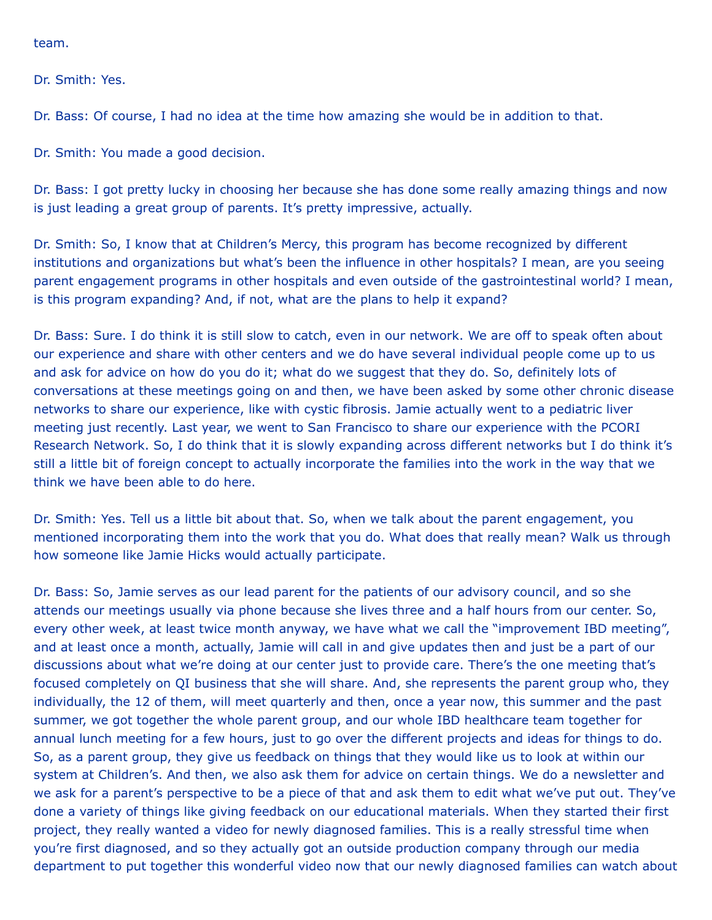team.

Dr. Smith: Yes.

Dr. Bass: Of course, I had no idea at the time how amazing she would be in addition to that.

Dr. Smith: You made a good decision.

Dr. Bass: I got pretty lucky in choosing her because she has done some really amazing things and now is just leading a great group of parents. It's pretty impressive, actually.

Dr. Smith: So, I know that at Children's Mercy, this program has become recognized by different institutions and organizations but what's been the influence in other hospitals? I mean, are you seeing parent engagement programs in other hospitals and even outside of the gastrointestinal world? I mean, is this program expanding? And, if not, what are the plans to help it expand?

Dr. Bass: Sure. I do think it is still slow to catch, even in our network. We are off to speak often about our experience and share with other centers and we do have several individual people come up to us and ask for advice on how do you do it; what do we suggest that they do. So, definitely lots of conversations at these meetings going on and then, we have been asked by some other chronic disease networks to share our experience, like with cystic fibrosis. Jamie actually went to a pediatric liver meeting just recently. Last year, we went to San Francisco to share our experience with the PCORI Research Network. So, I do think that it is slowly expanding across different networks but I do think it's still a little bit of foreign concept to actually incorporate the families into the work in the way that we think we have been able to do here.

Dr. Smith: Yes. Tell us a little bit about that. So, when we talk about the parent engagement, you mentioned incorporating them into the work that you do. What does that really mean? Walk us through how someone like Jamie Hicks would actually participate.

Dr. Bass: So, Jamie serves as our lead parent for the patients of our advisory council, and so she attends our meetings usually via phone because she lives three and a half hours from our center. So, every other week, at least twice month anyway, we have what we call the "improvement IBD meeting", and at least once a month, actually, Jamie will call in and give updates then and just be a part of our discussions about what we're doing at our center just to provide care. There's the one meeting that's focused completely on QI business that she will share. And, she represents the parent group who, they individually, the 12 of them, will meet quarterly and then, once a year now, this summer and the past summer, we got together the whole parent group, and our whole IBD healthcare team together for annual lunch meeting for a few hours, just to go over the different projects and ideas for things to do. So, as a parent group, they give us feedback on things that they would like us to look at within our system at Children's. And then, we also ask them for advice on certain things. We do a newsletter and we ask for a parent's perspective to be a piece of that and ask them to edit what we've put out. They've done a variety of things like giving feedback on our educational materials. When they started their first project, they really wanted a video for newly diagnosed families. This is a really stressful time when you're first diagnosed, and so they actually got an outside production company through our media department to put together this wonderful video now that our newly diagnosed families can watch about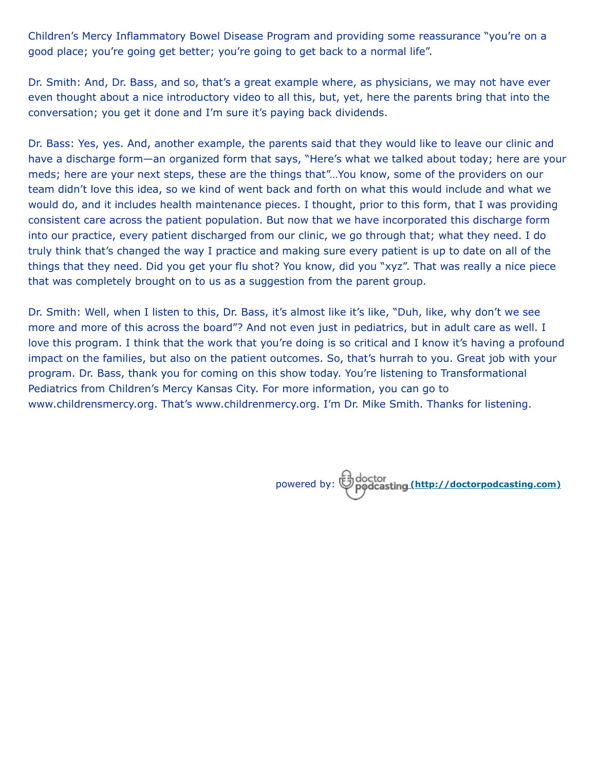Children's Mercy Inflammatory Bowel Disease Program and providing some reassurance "you're on a good place; you're going get better; you're going to get back to a normal life".

Dr. Smith: And, Dr. Bass, and so, that's a great example where, as physicians, we may not have ever even thought about a nice introductory video to all this, but, yet, here the parents bring that into the conversation; you get it done and I'm sure it's paying back dividends.

Dr. Bass: Yes, yes. And, another example, the parents said that they would like to leave our clinic and have a discharge form—an organized form that says, "Here's what we talked about today; here are your meds; here are your next steps, these are the things that"…You know, some of the providers on our team didn't love this idea, so we kind of went back and forth on what this would include and what we would do, and it includes health maintenance pieces. I thought, prior to this form, that I was providing consistent care across the patient population. But now that we have incorporated this discharge form into our practice, every patient discharged from our clinic, we go through that; what they need. I do truly think that's changed the way I practice and making sure every patient is up to date on all of the things that they need. Did you get your flu shot? You know, did you "xyz". That was really a nice piece that was completely brought on to us as a suggestion from the parent group.

Dr. Smith: Well, when I listen to this, Dr. Bass, it's almost like it's like, "Duh, like, why don't we see more and more of this across the board"? And not even just in pediatrics, but in adult care as well. I love this program. I think that the work that you're doing is so critical and I know it's having a profound impact on the families, but also on the patient outcomes. So, that's hurrah to you. Great job with your program. Dr. Bass, thank you for coming on this show today. You're listening to Transformational Pediatrics from Children's Mercy Kansas City. For more information, you can go to www.childrensmercy.org. That's www.childrenmercy.org. I'm Dr. Mike Smith. Thanks for listening.

powered by: doctor podcasting (http://doctorpodcasting.com)